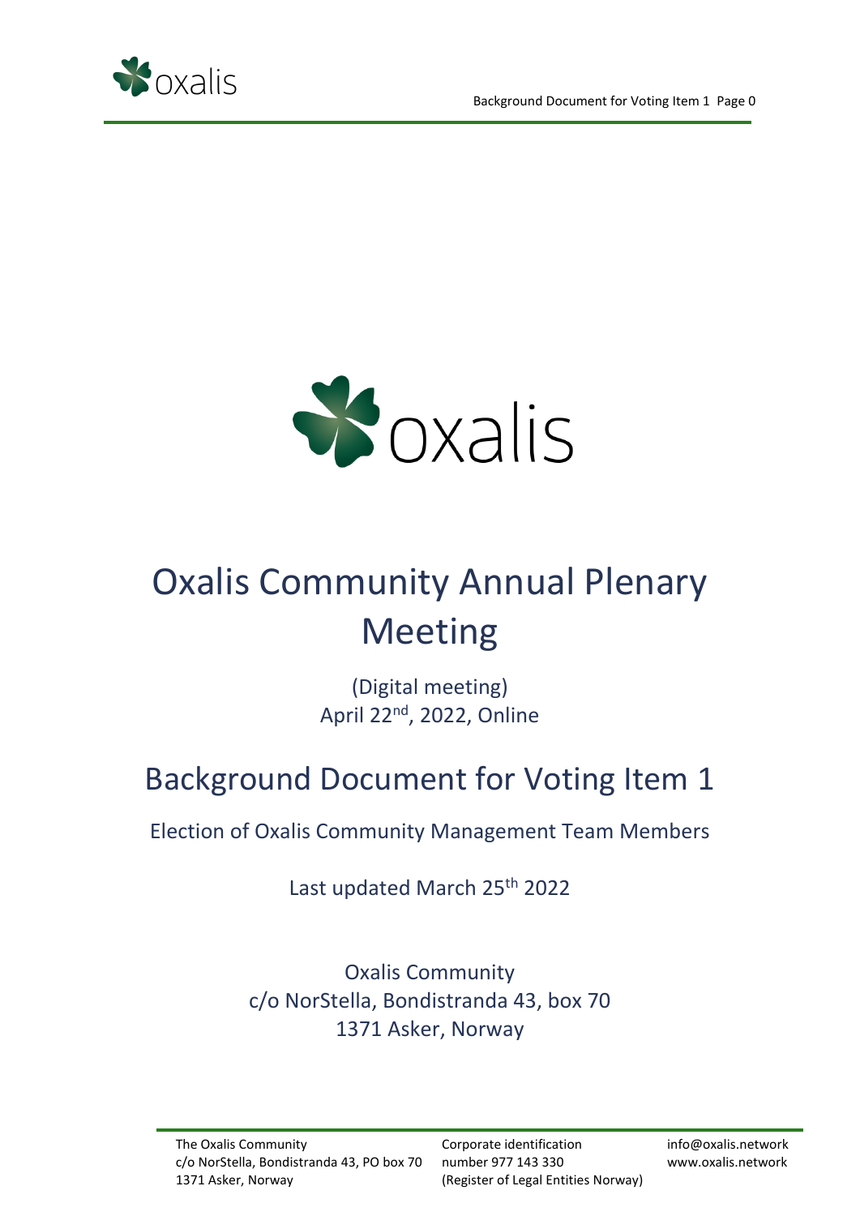# Oxalis Community Annual Plenary Meeting

(Digital meeting)
April 22nd, 2022, Online

## Background Document for Voting Item 1

Election of Oxalis Community Management Team Members

Last updated March 25th 2022

Oxalis Community
c/o NorStella, Bondistranda 43, box 70
1371 Asker, Norway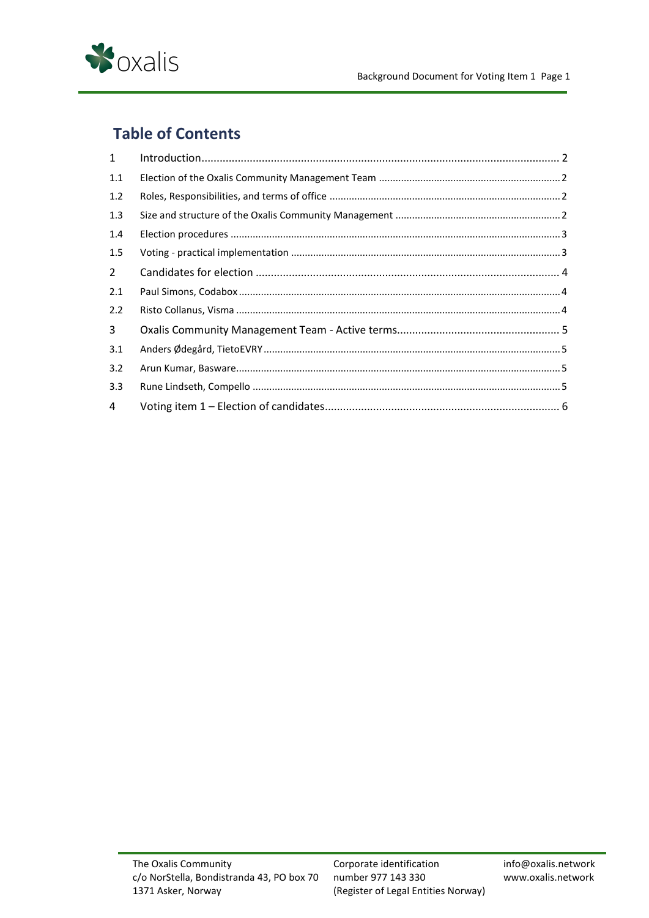## Table of Contents

| | | |
|---|---|---|
| 1 | Introduction | 2 |
| 1.1 | Election of the Oxalis Community Management Team | 2 |
| 1.2 | Roles, Responsibilities, and terms of office | 2 |
| 1.3 | Size and structure of the Oxalis Community Management | 2 |
| 1.4 | Election procedures | 3 |
| 1.5 | Voting - practical implementation | 3 |
| 2 | Candidates for election | 4 |
| 2.1 | Paul Simons, Codabox | 4 |
| 2.2 | Risto Collanus, Visma | 4 |
| 3 | Oxalis Community Management Team - Active terms | 5 |
| 3.1 | Anders Ødegård, TietoEVRY | 5 |
| 3.2 | Arun Kumar, Basware | 5 |
| 3.3 | Rune Lindseth, Compello | 5 |
| 4 | Voting item 1 – Election of candidates | 6 |

The Oxalis Community
c/o NorStella, Bondistranda 43, PO box 70
1371 Asker, Norway

Corporate identification number 977 143 330
(Register of Legal Entities Norway)

info@oxalis.network
www.oxalis.network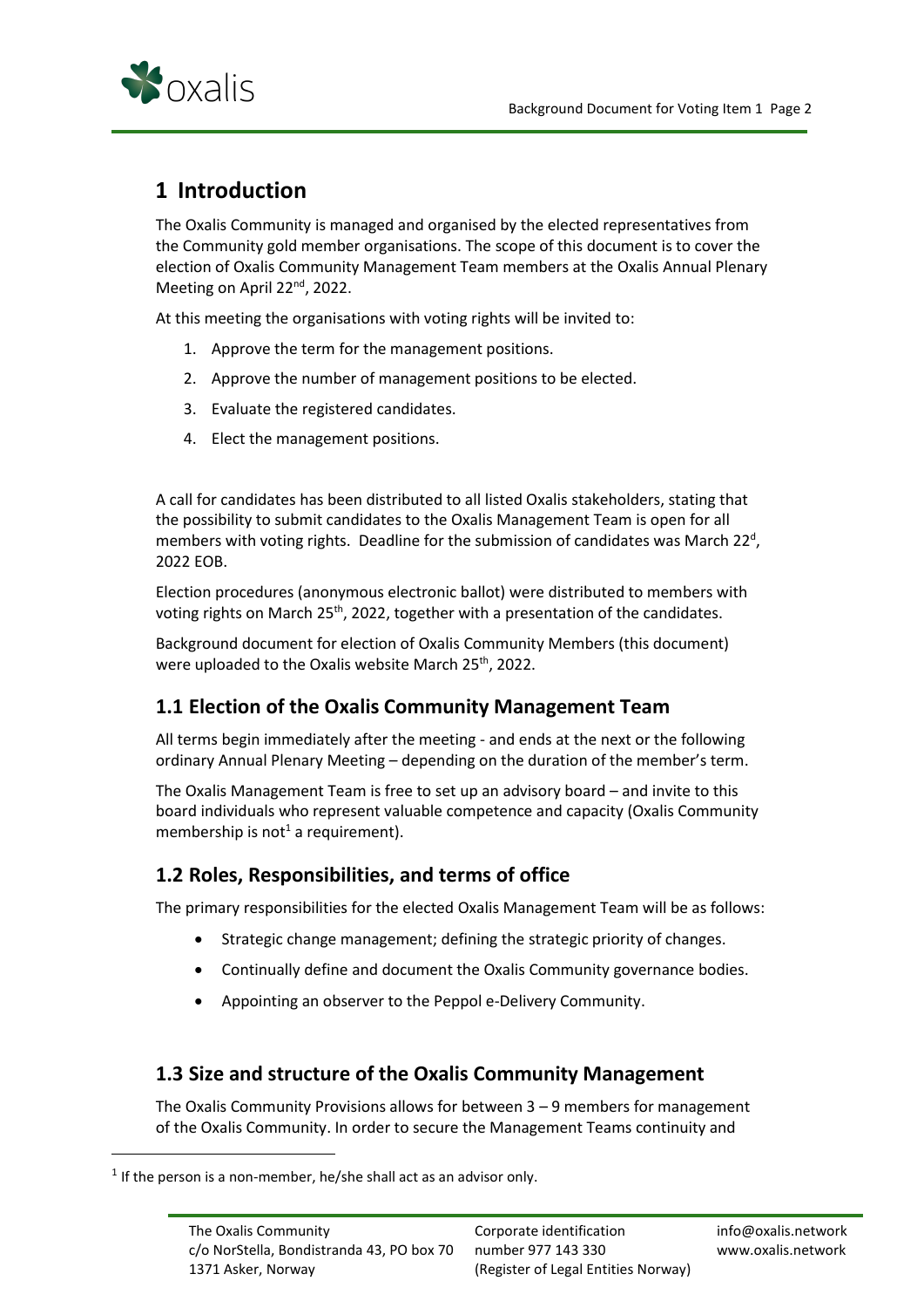# 1 Introduction

The Oxalis Community is managed and organised by the elected representatives from the Community gold member organisations. The scope of this document is to cover the election of Oxalis Community Management Team members at the Oxalis Annual Plenary Meeting on April 22nd, 2022.

At this meeting the organisations with voting rights will be invited to:

1. Approve the term for the management positions.
2. Approve the number of management positions to be elected.
3. Evaluate the registered candidates.
4. Elect the management positions.

A call for candidates has been distributed to all listed Oxalis stakeholders, stating that the possibility to submit candidates to the Oxalis Management Team is open for all members with voting rights. Deadline for the submission of candidates was March 22d, 2022 EOB.

Election procedures (anonymous electronic ballot) were distributed to members with voting rights on March 25th, 2022, together with a presentation of the candidates.

Background document for election of Oxalis Community Members (this document) were uploaded to the Oxalis website March 25th, 2022.

## 1.1 Election of the Oxalis Community Management Team

All terms begin immediately after the meeting - and ends at the next or the following ordinary Annual Plenary Meeting – depending on the duration of the member's term.

The Oxalis Management Team is free to set up an advisory board – and invite to this board individuals who represent valuable competence and capacity (Oxalis Community membership is not[1] a requirement).

## 1.2 Roles, Responsibilities, and terms of office

The primary responsibilities for the elected Oxalis Management Team will be as follows:

- Strategic change management; defining the strategic priority of changes.
- Continually define and document the Oxalis Community governance bodies.
- Appointing an observer to the Peppol e-Delivery Community.

## 1.3 Size and structure of the Oxalis Community Management

The Oxalis Community Provisions allows for between 3 – 9 members for management of the Oxalis Community. In order to secure the Management Teams continuity and

[1] If the person is a non-member, he/she shall act as an advisor only.

The Oxalis Community
c/o NorStella, Bondistranda 43, PO box 70
1371 Asker, Norway

Corporate identification
number 977 143 330
(Register of Legal Entities Norway)

info@oxalis.network
www.oxalis.network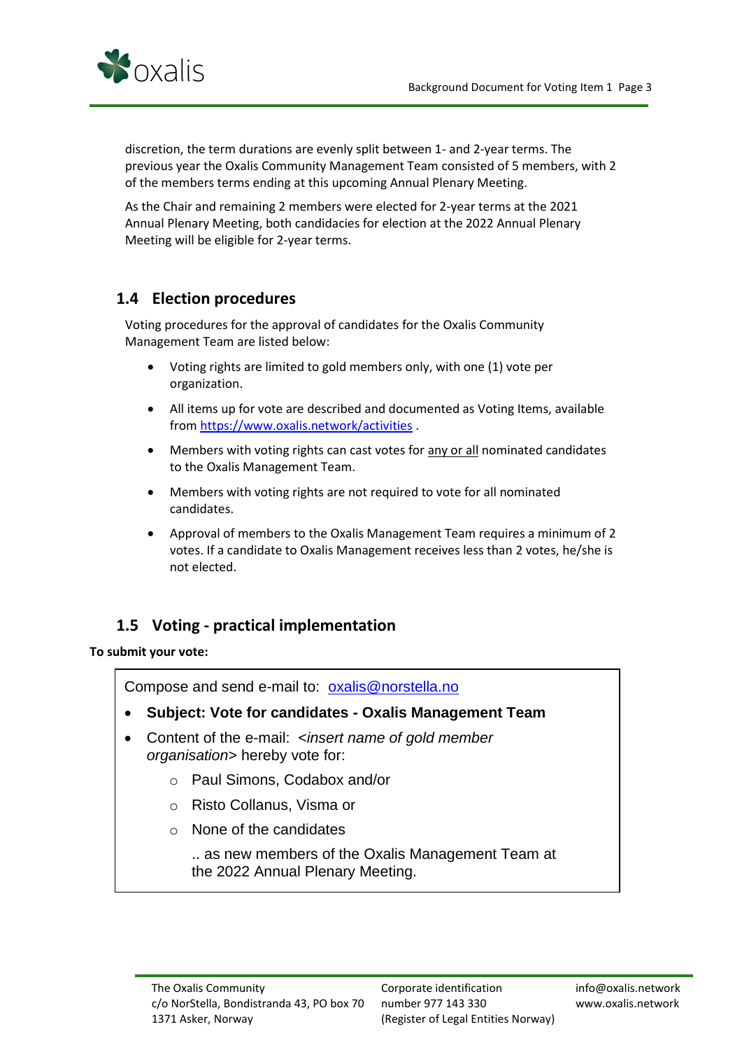discretion, the term durations are evenly split between 1- and 2-year terms. The previous year the Oxalis Community Management Team consisted of 5 members, with 2 of the members terms ending at this upcoming Annual Plenary Meeting.

As the Chair and remaining 2 members were elected for 2-year terms at the 2021 Annual Plenary Meeting, both candidacies for election at the 2022 Annual Plenary Meeting will be eligible for 2-year terms.

## 1.4 Election procedures

Voting procedures for the approval of candidates for the Oxalis Community Management Team are listed below:

- Voting rights are limited to gold members only, with one (1) vote per organization.
- All items up for vote are described and documented as Voting Items, available from https://www.oxalis.network/activities .
- Members with voting rights can cast votes for any or all nominated candidates to the Oxalis Management Team.
- Members with voting rights are not required to vote for all nominated candidates.
- Approval of members to the Oxalis Management Team requires a minimum of 2 votes. If a candidate to Oxalis Management receives less than 2 votes, he/she is not elected.

## 1.5 Voting - practical implementation

**To submit your vote:**

Compose and send e-mail to: oxalis@norstella.no

- **Subject: Vote for candidates - Oxalis Management Team**
- Content of the e-mail: *<insert name of gold member organisation>* hereby vote for:
  - Paul Simons, Codabox and/or
  - Risto Collanus, Visma or
  - None of the candidates

  .. as new members of the Oxalis Management Team at the 2022 Annual Plenary Meeting.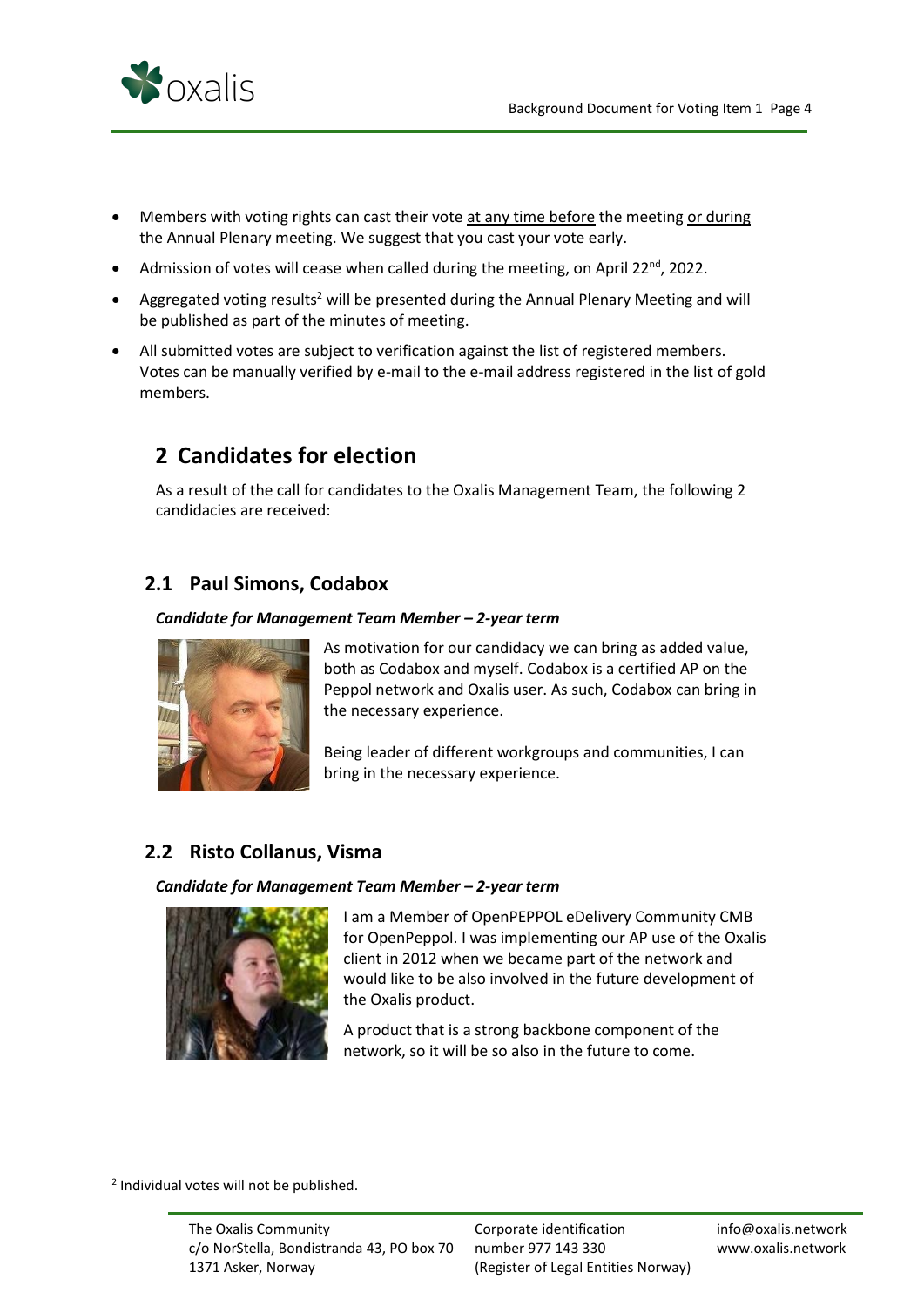- Members with voting rights can cast their vote at any time before the meeting or during the Annual Plenary meeting. We suggest that you cast your vote early.
- Admission of votes will cease when called during the meeting, on April 22nd, 2022.
- Aggregated voting results[2] will be presented during the Annual Plenary Meeting and will be published as part of the minutes of meeting.
- All submitted votes are subject to verification against the list of registered members. Votes can be manually verified by e-mail to the e-mail address registered in the list of gold members.

# 2 Candidates for election

As a result of the call for candidates to the Oxalis Management Team, the following 2 candidacies are received:

## 2.1 Paul Simons, Codabox

***Candidate for Management Team Member – 2-year term***

As motivation for our candidacy we can bring as added value, both as Codabox and myself. Codabox is a certified AP on the Peppol network and Oxalis user. As such, Codabox can bring in the necessary experience.

Being leader of different workgroups and communities, I can bring in the necessary experience.

## 2.2 Risto Collanus, Visma

***Candidate for Management Team Member – 2-year term***

I am a Member of OpenPEPPOL eDelivery Community CMB for OpenPeppol. I was implementing our AP use of the Oxalis client in 2012 when we became part of the network and would like to be also involved in the future development of the Oxalis product.

A product that is a strong backbone component of the network, so it will be so also in the future to come.

[2] Individual votes will not be published.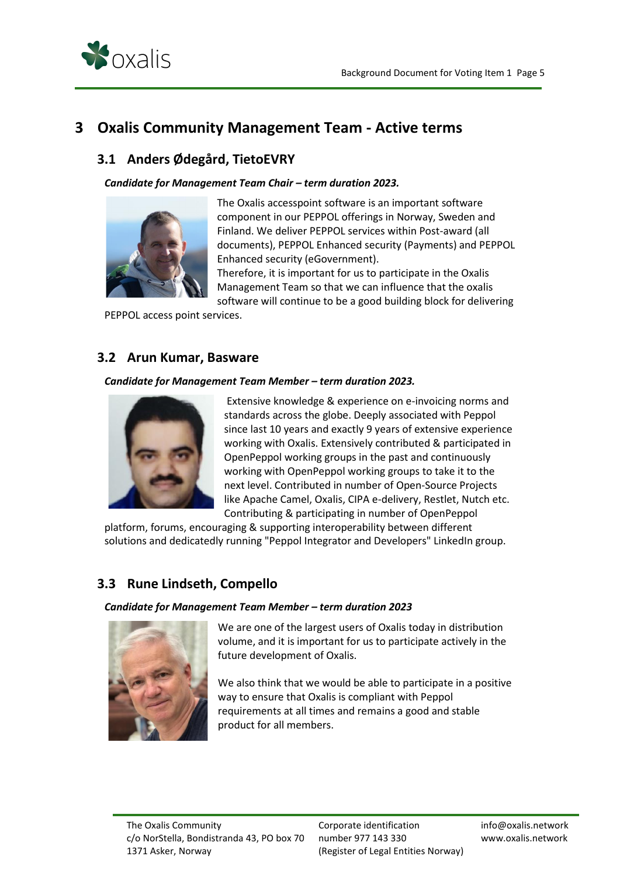# 3 Oxalis Community Management Team - Active terms

## 3.1 Anders Ødegård, TietoEVRY

***Candidate for Management Team Chair – term duration 2023.***

The Oxalis accesspoint software is an important software component in our PEPPOL offerings in Norway, Sweden and Finland. We deliver PEPPOL services within Post-award (all documents), PEPPOL Enhanced security (Payments) and PEPPOL Enhanced security (eGovernment).
Therefore, it is important for us to participate in the Oxalis Management Team so that we can influence that the oxalis software will continue to be a good building block for delivering PEPPOL access point services.

## 3.2 Arun Kumar, Basware

***Candidate for Management Team Member – term duration 2023.***

Extensive knowledge & experience on e-invoicing norms and standards across the globe. Deeply associated with Peppol since last 10 years and exactly 9 years of extensive experience working with Oxalis. Extensively contributed & participated in OpenPeppol working groups in the past and continuously working with OpenPeppol working groups to take it to the next level. Contributed in number of Open-Source Projects like Apache Camel, Oxalis, CIPA e-delivery, Restlet, Nutch etc. Contributing & participating in number of OpenPeppol platform, forums, encouraging & supporting interoperability between different solutions and dedicatedly running "Peppol Integrator and Developers" LinkedIn group.

## 3.3 Rune Lindseth, Compello

***Candidate for Management Team Member – term duration 2023***

We are one of the largest users of Oxalis today in distribution volume, and it is important for us to participate actively in the future development of Oxalis.

We also think that we would be able to participate in a positive way to ensure that Oxalis is compliant with Peppol requirements at all times and remains a good and stable product for all members.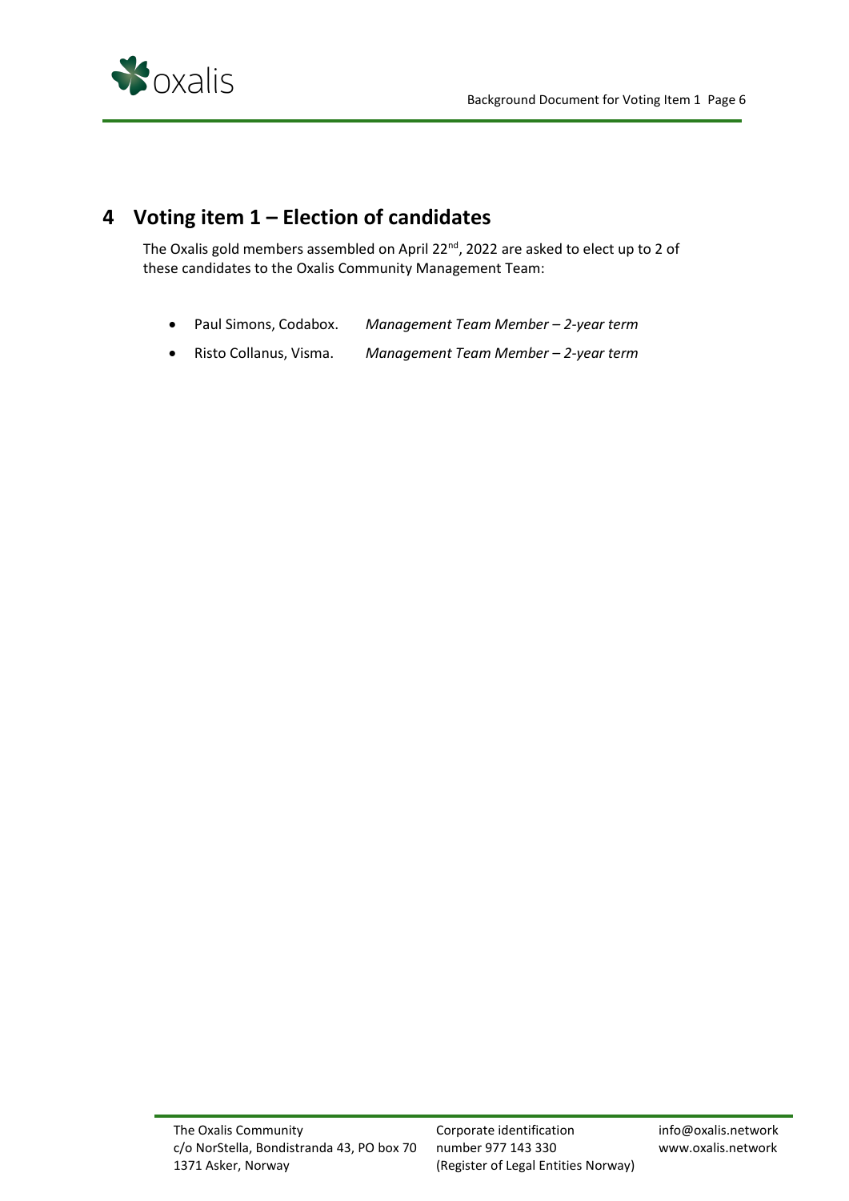# 4 Voting item 1 – Election of candidates

The Oxalis gold members assembled on April 22nd, 2022 are asked to elect up to 2 of these candidates to the Oxalis Community Management Team:

- Paul Simons, Codabox. *Management Team Member – 2-year term*
- Risto Collanus, Visma. *Management Team Member – 2-year term*